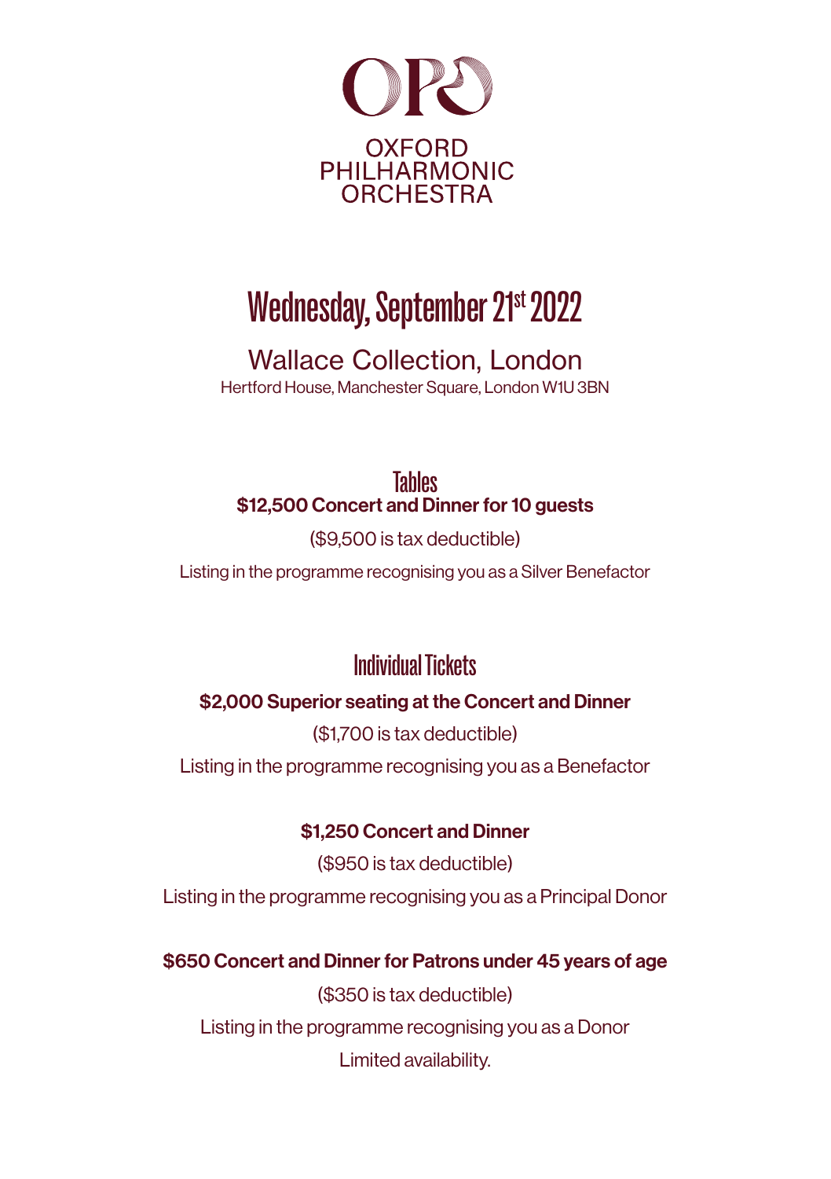OXFORD
PHILHARMONIC
ORCHESTRA

# Wednesday, September 21st 2022

## Wallace Collection, London

Hertford House, Manchester Square, London W1U 3BN

## Tables

**$12,500 Concert and Dinner for 10 guests**

($9,500 is tax deductible)

Listing in the programme recognising you as a Silver Benefactor

## Individual Tickets

**$2,000 Superior seating at the Concert and Dinner**

($1,700 is tax deductible)

Listing in the programme recognising you as a Benefactor

**$1,250 Concert and Dinner**

($950 is tax deductible)

Listing in the programme recognising you as a Principal Donor

**$650 Concert and Dinner for Patrons under 45 years of age**

($350 is tax deductible)

Listing in the programme recognising you as a Donor

Limited availability.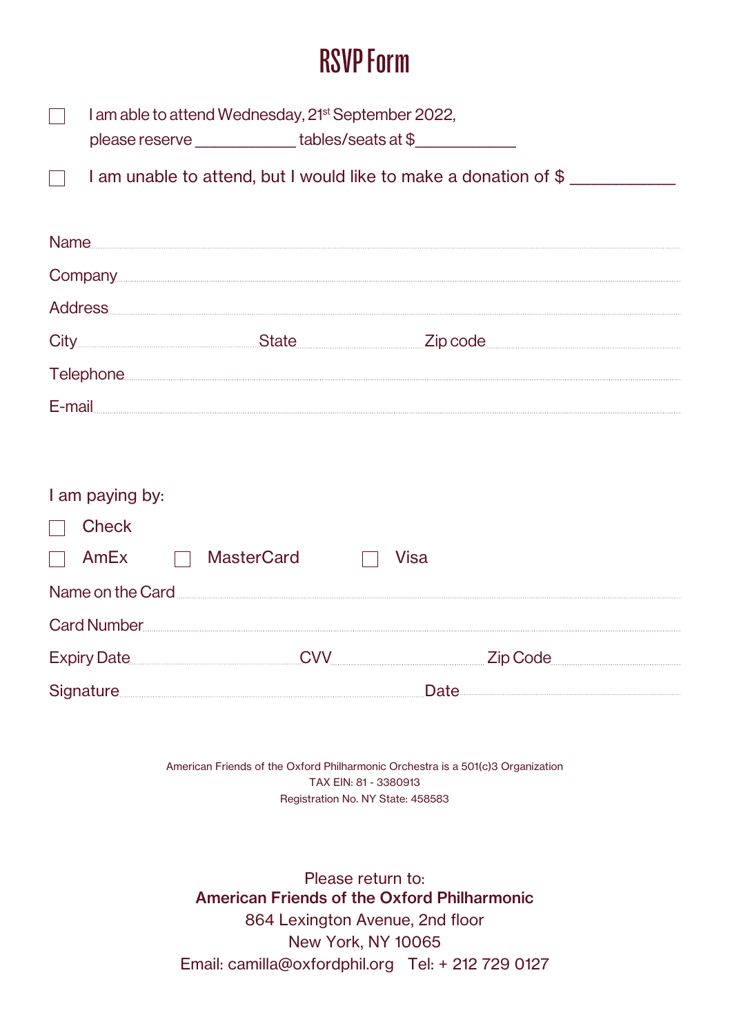# RSVP Form

☐ I am able to attend Wednesday, 21st September 2022, please reserve ___________ tables/seats at $___________

☐ I am unable to attend, but I would like to make a donation of $ ___________

Name ............................................................

Company ............................................................

Address ............................................................

City .................... State .................... Zip code ....................

Telephone ............................................................

E-mail ............................................................

I am paying by:

☐ Check

☐ AmEx ☐ MasterCard ☐ Visa

Name on the Card ............................................................

Card Number ............................................................

Expiry Date .................... CVV .................... Zip Code ....................

Signature .................... Date ....................

American Friends of the Oxford Philharmonic Orchestra is a 501(c)3 Organization
TAX EIN: 81 - 3380913
Registration No. NY State: 458583

Please return to:
**American Friends of the Oxford Philharmonic**
864 Lexington Avenue, 2nd floor
New York, NY 10065
Email: camilla@oxfordphil.org Tel: + 212 729 0127